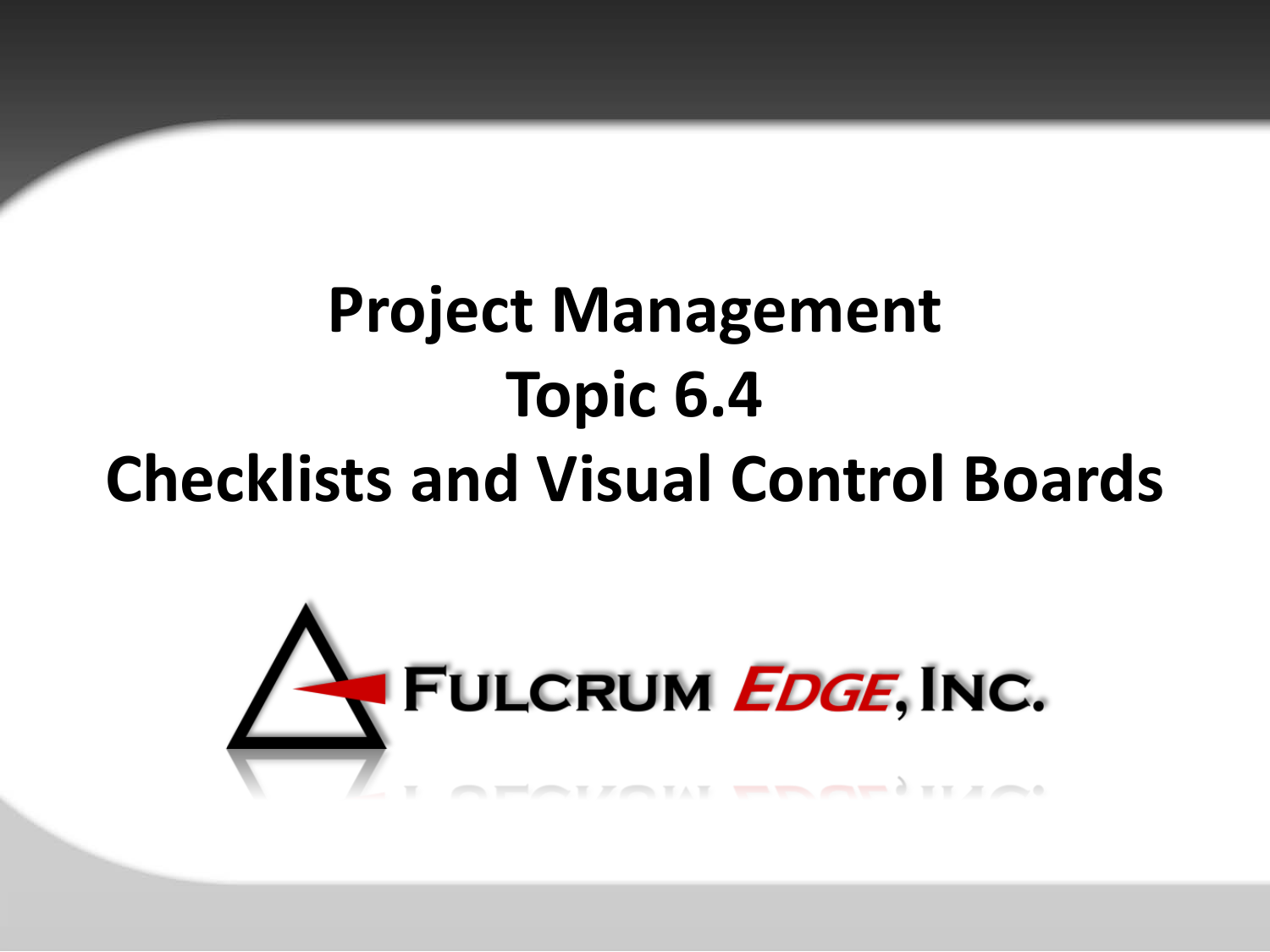# Project Management
# Topic 6.4
# Checklists and Visual Control Boards

FULCRUM EDGE, INC.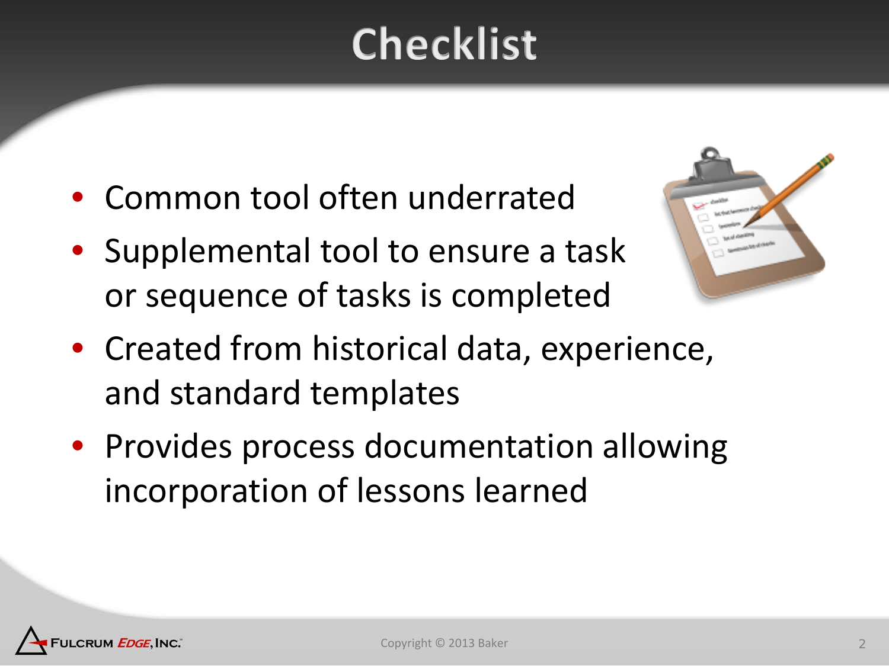# Checklist

- Common tool often underrated
- Supplemental tool to ensure a task or sequence of tasks is completed
- Created from historical data, experience, and standard templates
- Provides process documentation allowing incorporation of lessons learned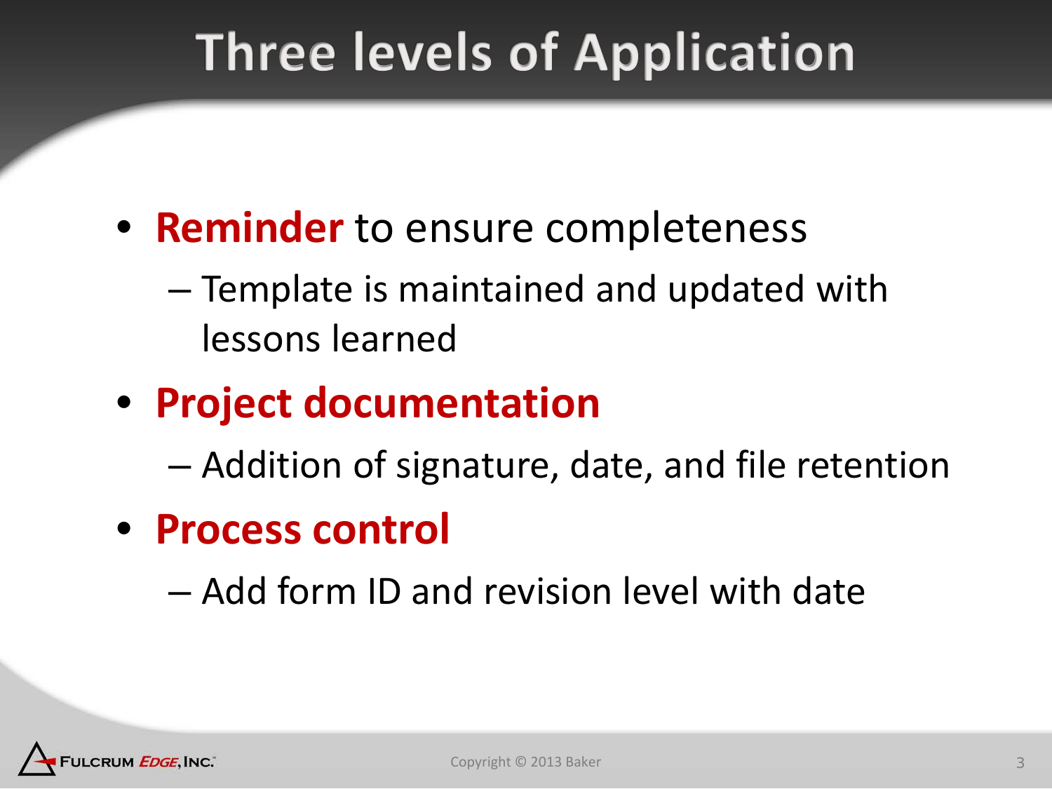# Three levels of Application

- **Reminder** to ensure completeness
  - Template is maintained and updated with lessons learned
- **Project documentation**
  - Addition of signature, date, and file retention
- **Process control**
  - Add form ID and revision level with date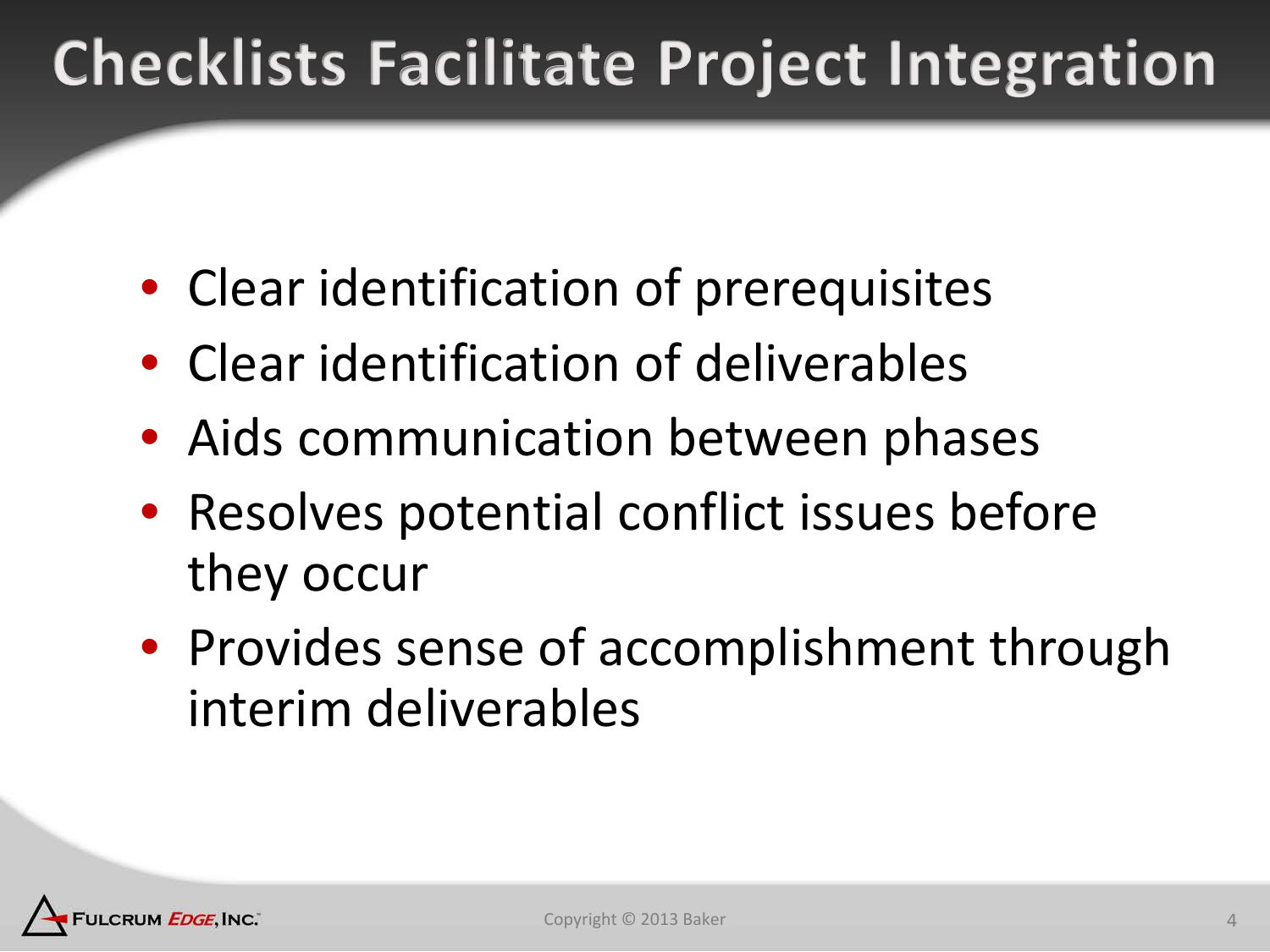# Checklists Facilitate Project Integration

- Clear identification of prerequisites
- Clear identification of deliverables
- Aids communication between phases
- Resolves potential conflict issues before they occur
- Provides sense of accomplishment through interim deliverables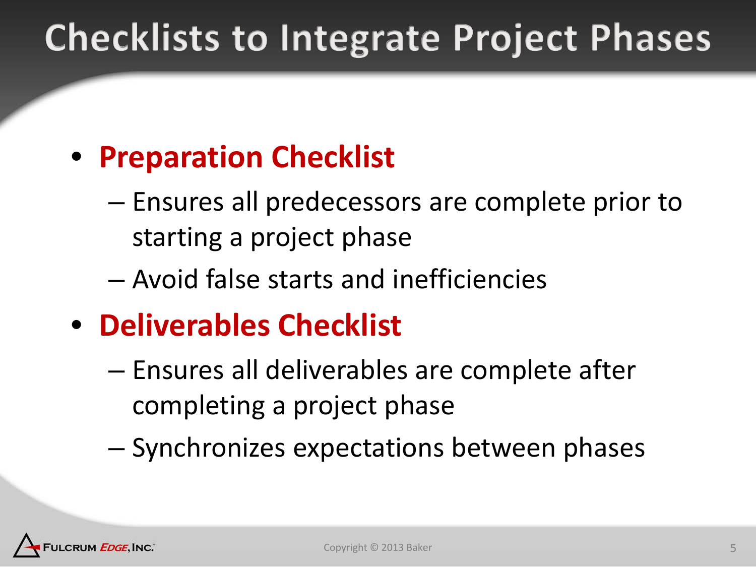# Checklists to Integrate Project Phases

- **Preparation Checklist**
  - Ensures all predecessors are complete prior to starting a project phase
  - Avoid false starts and inefficiencies
- **Deliverables Checklist**
  - Ensures all deliverables are complete after completing a project phase
  - Synchronizes expectations between phases

Copyright © 2013 Baker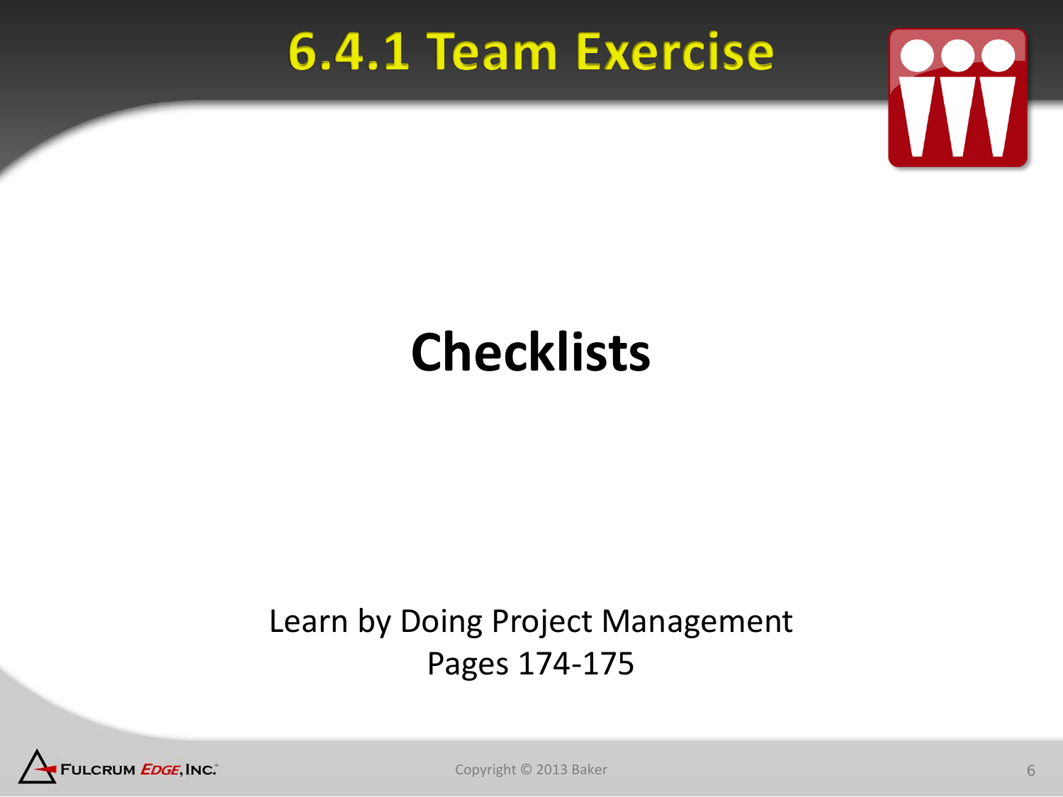# 6.4.1 Team Exercise

## Checklists

Learn by Doing Project Management
Pages 174-175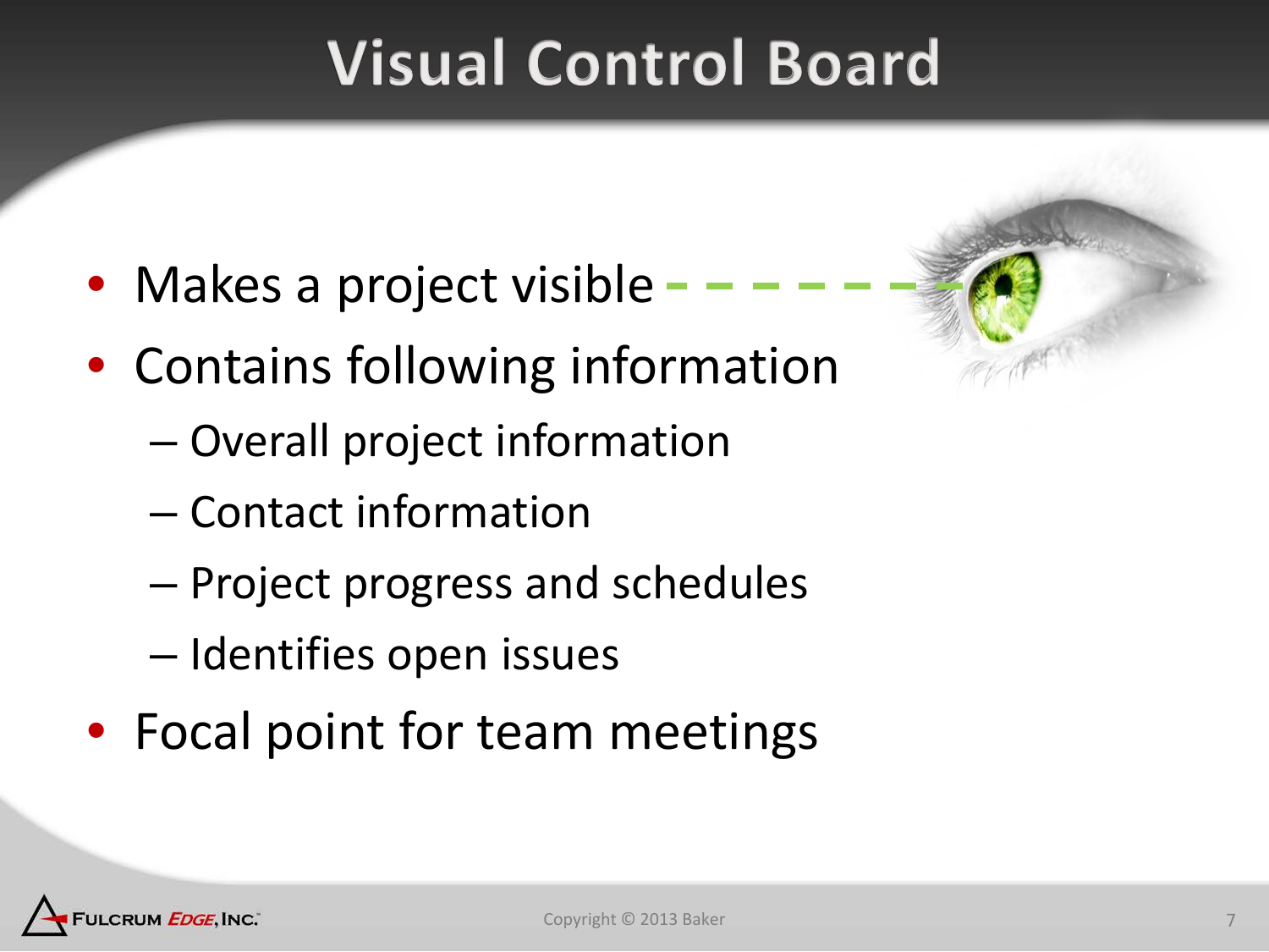# Visual Control Board

- Makes a project visible
- Contains following information
  - Overall project information
  - Contact information
  - Project progress and schedules
  - Identifies open issues
- Focal point for team meetings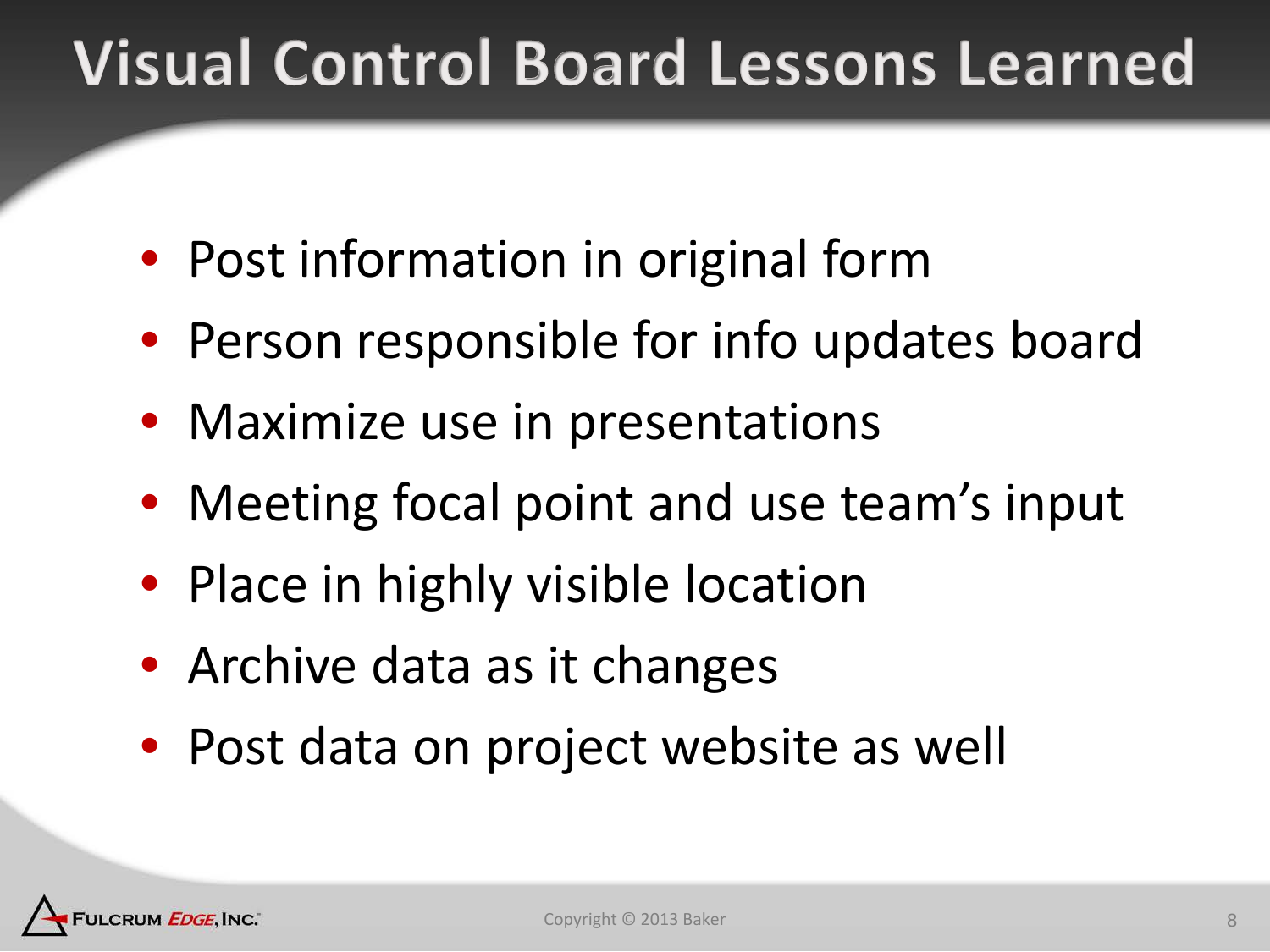# Visual Control Board Lessons Learned

- Post information in original form
- Person responsible for info updates board
- Maximize use in presentations
- Meeting focal point and use team's input
- Place in highly visible location
- Archive data as it changes
- Post data on project website as well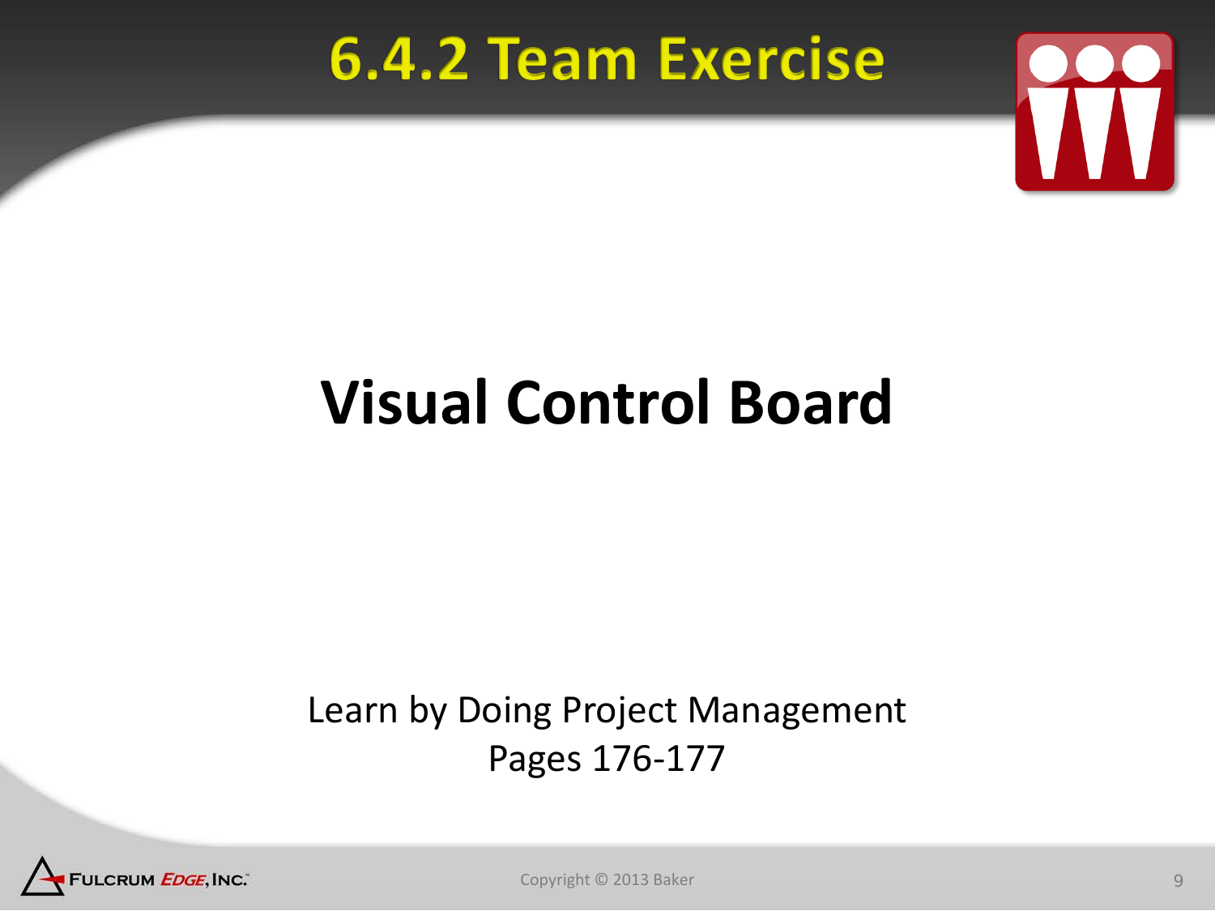# 6.4.2 Team Exercise

## Visual Control Board

Learn by Doing Project Management
Pages 176-177